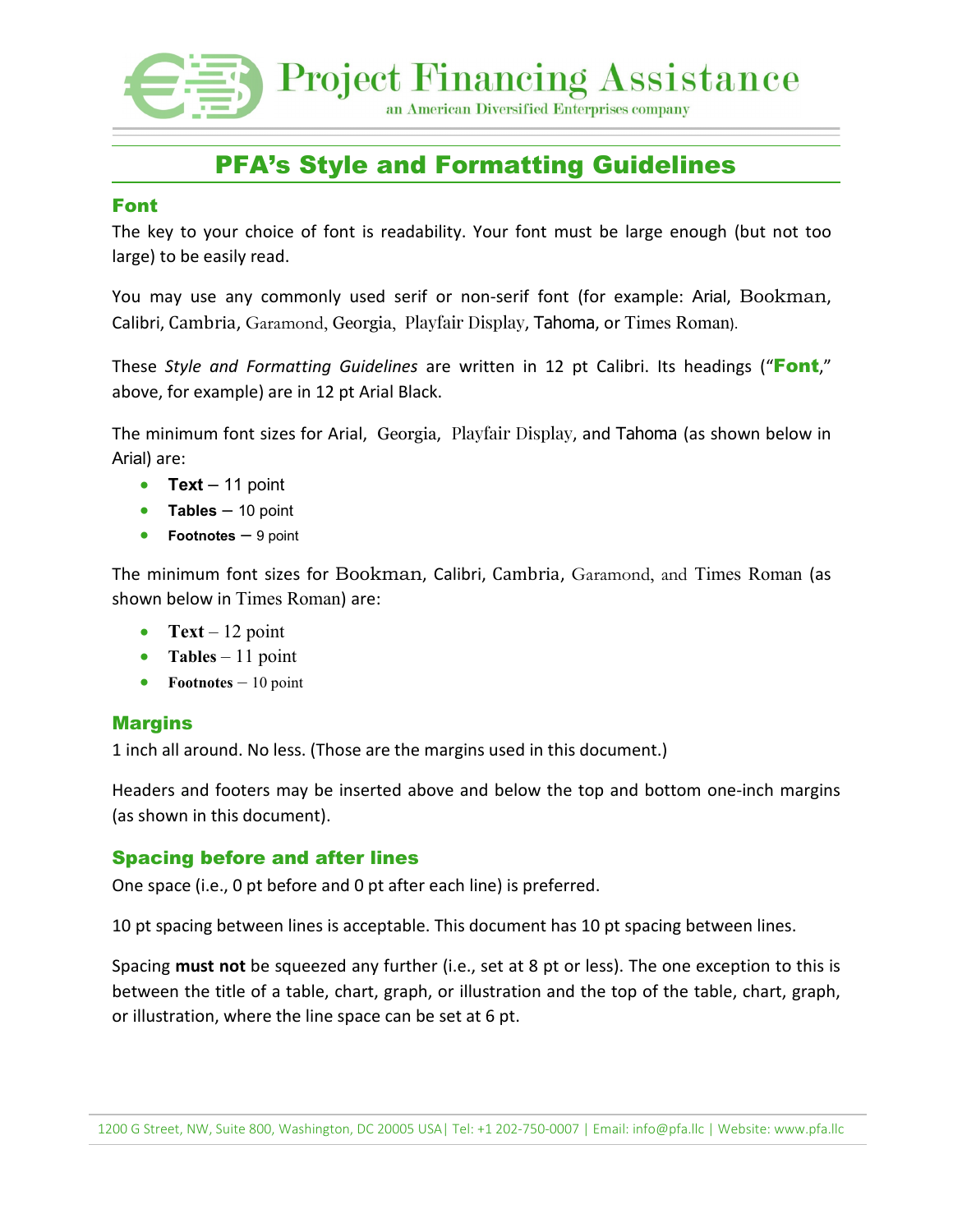# PFA's Style and Formatting Guidelines

## Font

The key to your choice of font is readability. Your font must be large enough (but not too large) to be easily read.

You may use any commonly used serif or non-serif font (for example: Arial, Bookman, Calibri, Cambria, Garamond, Georgia, Playfair Display, Tahoma, or Times Roman).

These *Style and Formatting Guidelines* are written in 12 pt Calibri. Its headings ("**Font**," above, for example) are in 12 pt Arial Black.

The minimum font sizes for Arial, Georgia, Playfair Display, and Tahoma (as shown below in Arial) are:

- **Text** – 11 point
- **Tables** – 10 point
- **Footnotes** – 9 point

The minimum font sizes for Bookman, Calibri, Cambria, Garamond, and Times Roman (as shown below in Times Roman) are:

- **Text** – 12 point
- **Tables** – 11 point
- **Footnotes** – 10 point

## Margins

1 inch all around. No less. (Those are the margins used in this document.)

Headers and footers may be inserted above and below the top and bottom one-inch margins (as shown in this document).

## Spacing before and after lines

One space (i.e., 0 pt before and 0 pt after each line) is preferred.

10 pt spacing between lines is acceptable. This document has 10 pt spacing between lines.

Spacing **must not** be squeezed any further (i.e., set at 8 pt or less). The one exception to this is between the title of a table, chart, graph, or illustration and the top of the table, chart, graph, or illustration, where the line space can be set at 6 pt.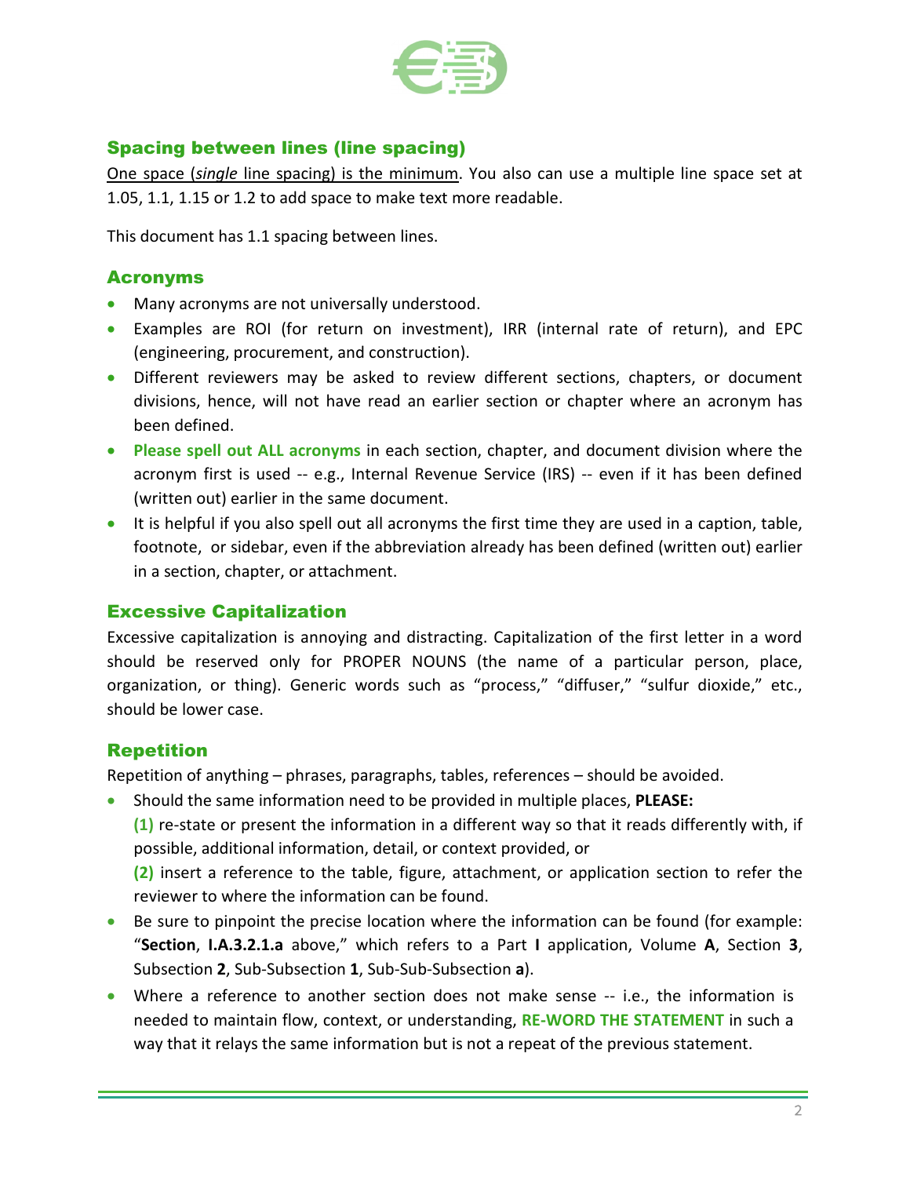## Spacing between lines (line spacing)

One space (*single* line spacing) is the minimum. You also can use a multiple line space set at 1.05, 1.1, 1.15 or 1.2 to add space to make text more readable.

This document has 1.1 spacing between lines.

## Acronyms

- Many acronyms are not universally understood.
- Examples are ROI (for return on investment), IRR (internal rate of return), and EPC (engineering, procurement, and construction).
- Different reviewers may be asked to review different sections, chapters, or document divisions, hence, will not have read an earlier section or chapter where an acronym has been defined.
- **Please spell out ALL acronyms** in each section, chapter, and document division where the acronym first is used -- e.g., Internal Revenue Service (IRS) -- even if it has been defined (written out) earlier in the same document.
- It is helpful if you also spell out all acronyms the first time they are used in a caption, table, footnote, or sidebar, even if the abbreviation already has been defined (written out) earlier in a section, chapter, or attachment.

## Excessive Capitalization

Excessive capitalization is annoying and distracting. Capitalization of the first letter in a word should be reserved only for PROPER NOUNS (the name of a particular person, place, organization, or thing). Generic words such as "process," "diffuser," "sulfur dioxide," etc., should be lower case.

## Repetition

Repetition of anything – phrases, paragraphs, tables, references – should be avoided.

- Should the same information need to be provided in multiple places, **PLEASE:**

  **(1)** re-state or present the information in a different way so that it reads differently with, if possible, additional information, detail, or context provided, or

  **(2)** insert a reference to the table, figure, attachment, or application section to refer the reviewer to where the information can be found.
- Be sure to pinpoint the precise location where the information can be found (for example: "**Section**, **I.A.3.2.1.a** above," which refers to a Part **I** application, Volume **A**, Section **3**, Subsection **2**, Sub-Subsection **1**, Sub-Sub-Subsection **a**).
- Where a reference to another section does not make sense -- i.e., the information is needed to maintain flow, context, or understanding, **RE-WORD THE STATEMENT** in such a way that it relays the same information but is not a repeat of the previous statement.